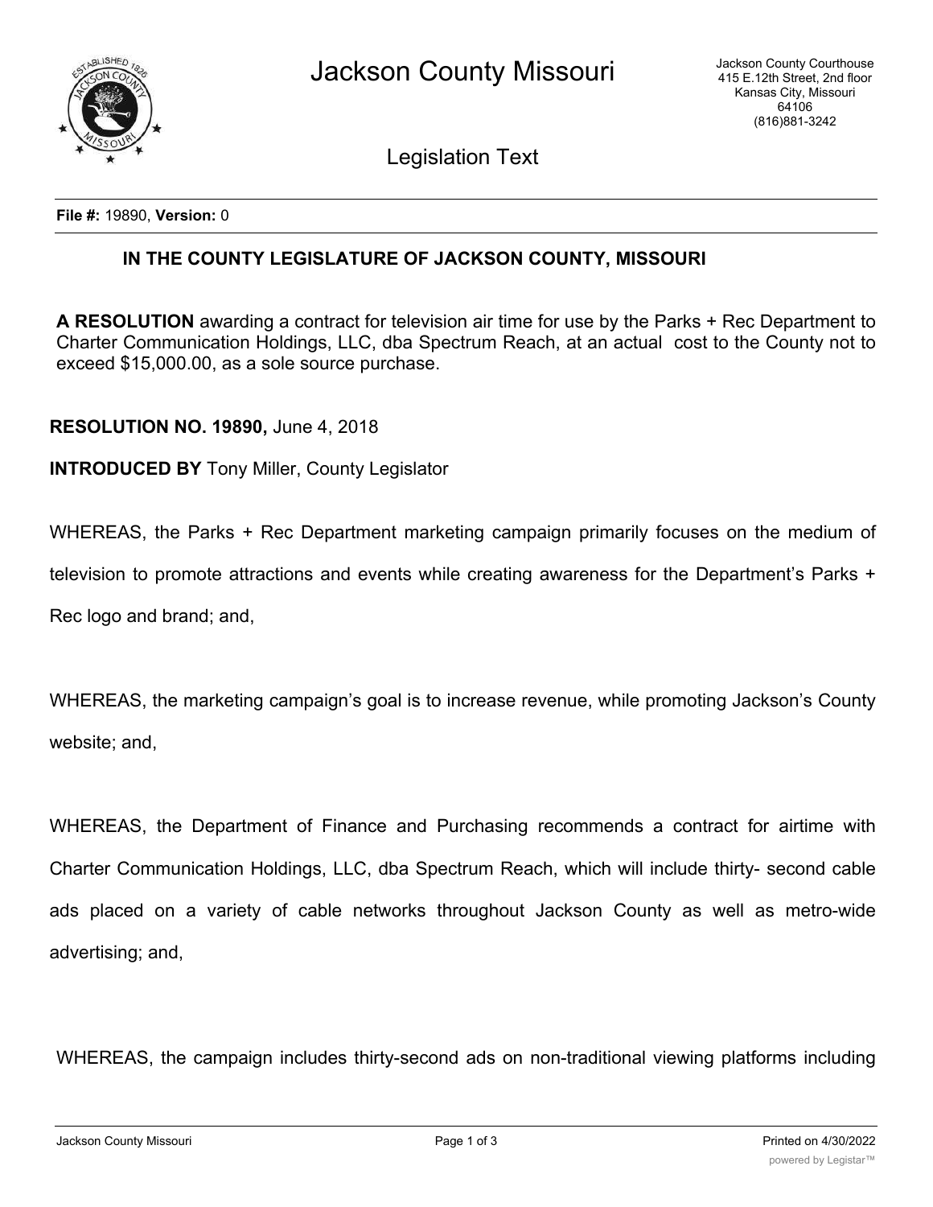# Jackson County Missouri

Jackson County Courthouse
415 E.12th Street, 2nd floor
Kansas City, Missouri
64106
(816)881-3242

## Legislation Text

**File #:** 19890, **Version:** 0

**IN THE COUNTY LEGISLATURE OF JACKSON COUNTY, MISSOURI**

**A RESOLUTION** awarding a contract for television air time for use by the Parks + Rec Department to Charter Communication Holdings, LLC, dba Spectrum Reach, at an actual cost to the County not to exceed $15,000.00, as a sole source purchase.

**RESOLUTION NO. 19890,** June 4, 2018

**INTRODUCED BY** Tony Miller, County Legislator

WHEREAS, the Parks + Rec Department marketing campaign primarily focuses on the medium of television to promote attractions and events while creating awareness for the Department's Parks + Rec logo and brand; and,

WHEREAS, the marketing campaign's goal is to increase revenue, while promoting Jackson's County website; and,

WHEREAS, the Department of Finance and Purchasing recommends a contract for airtime with Charter Communication Holdings, LLC, dba Spectrum Reach, which will include thirty- second cable ads placed on a variety of cable networks throughout Jackson County as well as metro-wide advertising; and,

WHEREAS, the campaign includes thirty-second ads on non-traditional viewing platforms including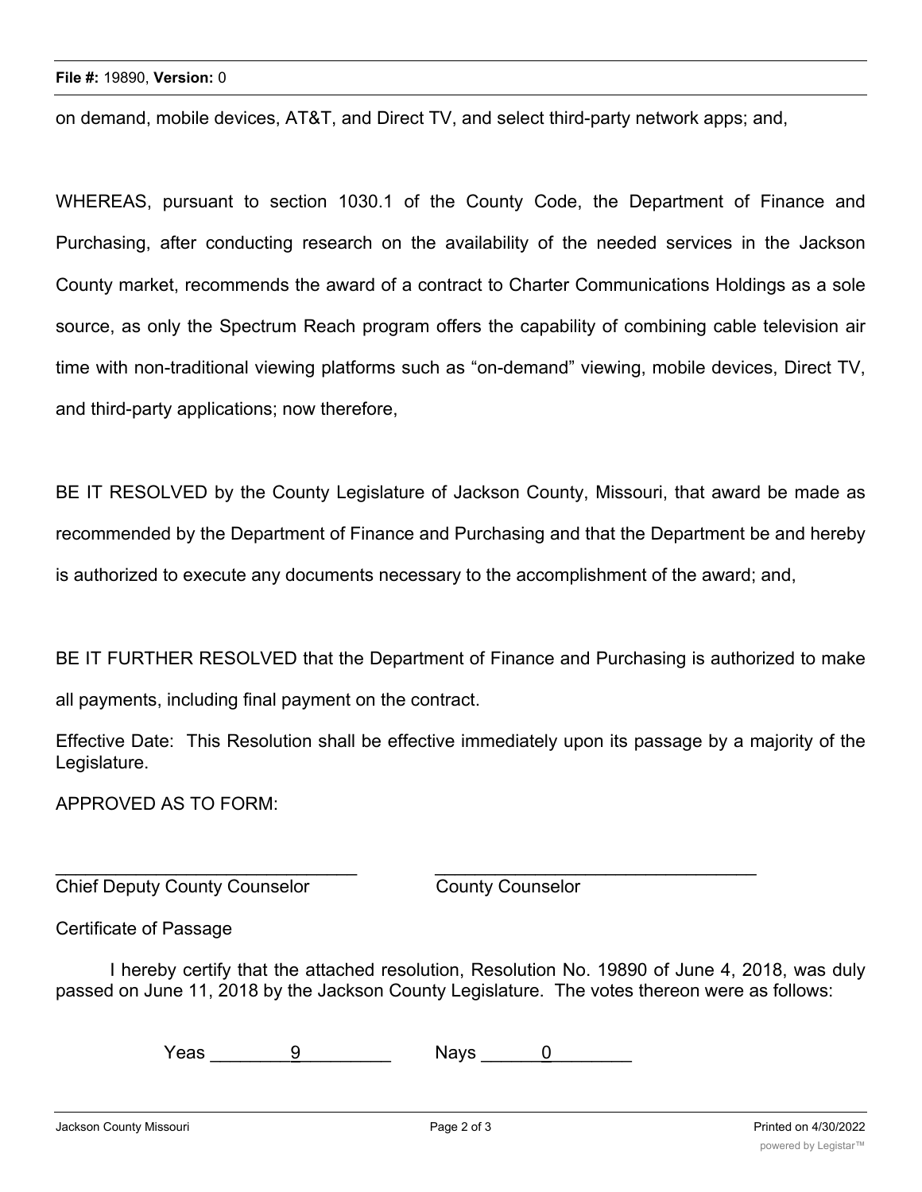on demand, mobile devices, AT&T, and Direct TV, and select third-party network apps; and,

WHEREAS, pursuant to section 1030.1 of the County Code, the Department of Finance and Purchasing, after conducting research on the availability of the needed services in the Jackson County market, recommends the award of a contract to Charter Communications Holdings as a sole source, as only the Spectrum Reach program offers the capability of combining cable television air time with non-traditional viewing platforms such as "on-demand" viewing, mobile devices, Direct TV, and third-party applications; now therefore,

BE IT RESOLVED by the County Legislature of Jackson County, Missouri, that award be made as recommended by the Department of Finance and Purchasing and that the Department be and hereby is authorized to execute any documents necessary to the accomplishment of the award; and,

BE IT FURTHER RESOLVED that the Department of Finance and Purchasing is authorized to make all payments, including final payment on the contract.

Effective Date: This Resolution shall be effective immediately upon its passage by a majority of the Legislature.

APPROVED AS TO FORM:

______________________________ ______________________________
Chief Deputy County Counselor County Counselor

Certificate of Passage

I hereby certify that the attached resolution, Resolution No. 19890 of June 4, 2018, was duly passed on June 11, 2018 by the Jackson County Legislature. The votes thereon were as follows:

Yeas ____9____ Nays ____0____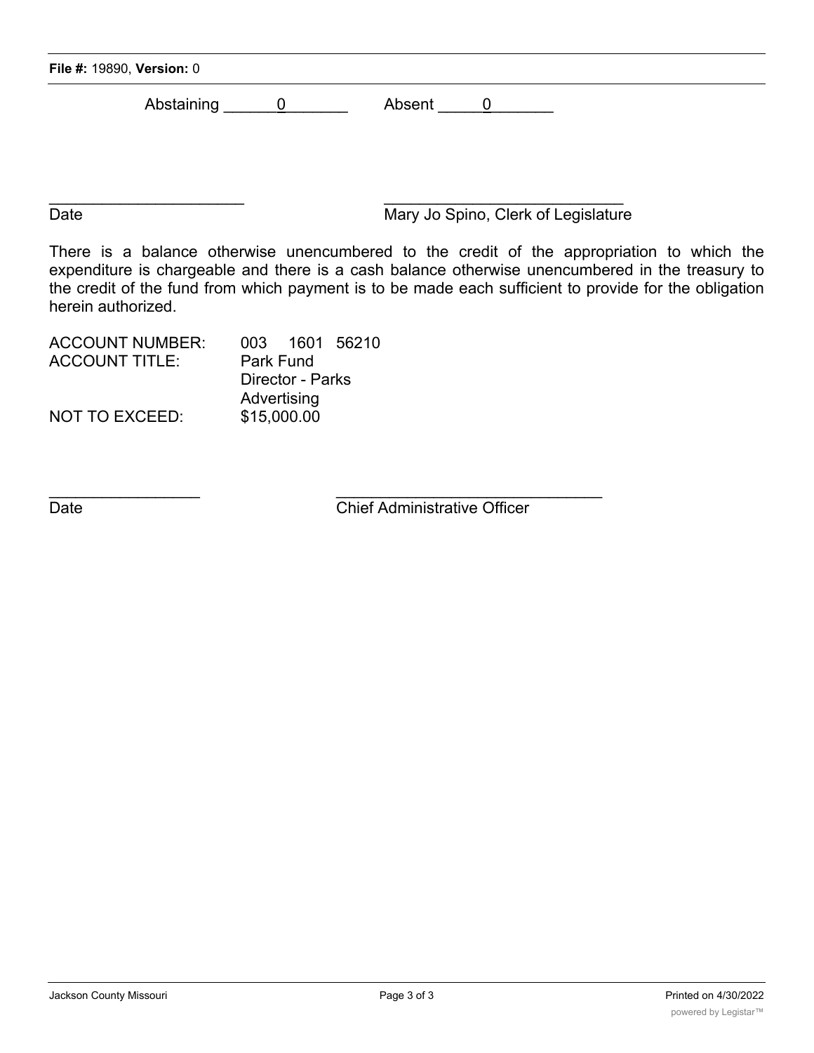Abstaining ______0_______ Absent _____0_______

_______________________ _____________________________
Date Mary Jo Spino, Clerk of Legislature

There is a balance otherwise unencumbered to the credit of the appropriation to which the expenditure is chargeable and there is a cash balance otherwise unencumbered in the treasury to the credit of the fund from which payment is to be made each sufficient to provide for the obligation herein authorized.

| | |
|---|---|
| ACCOUNT NUMBER: | 003 1601 56210 |
| ACCOUNT TITLE: | Park Fund<br>Director - Parks<br>Advertising |
| NOT TO EXCEED: | $15,000.00 |

_________________ _______________________________
Date Chief Administrative Officer